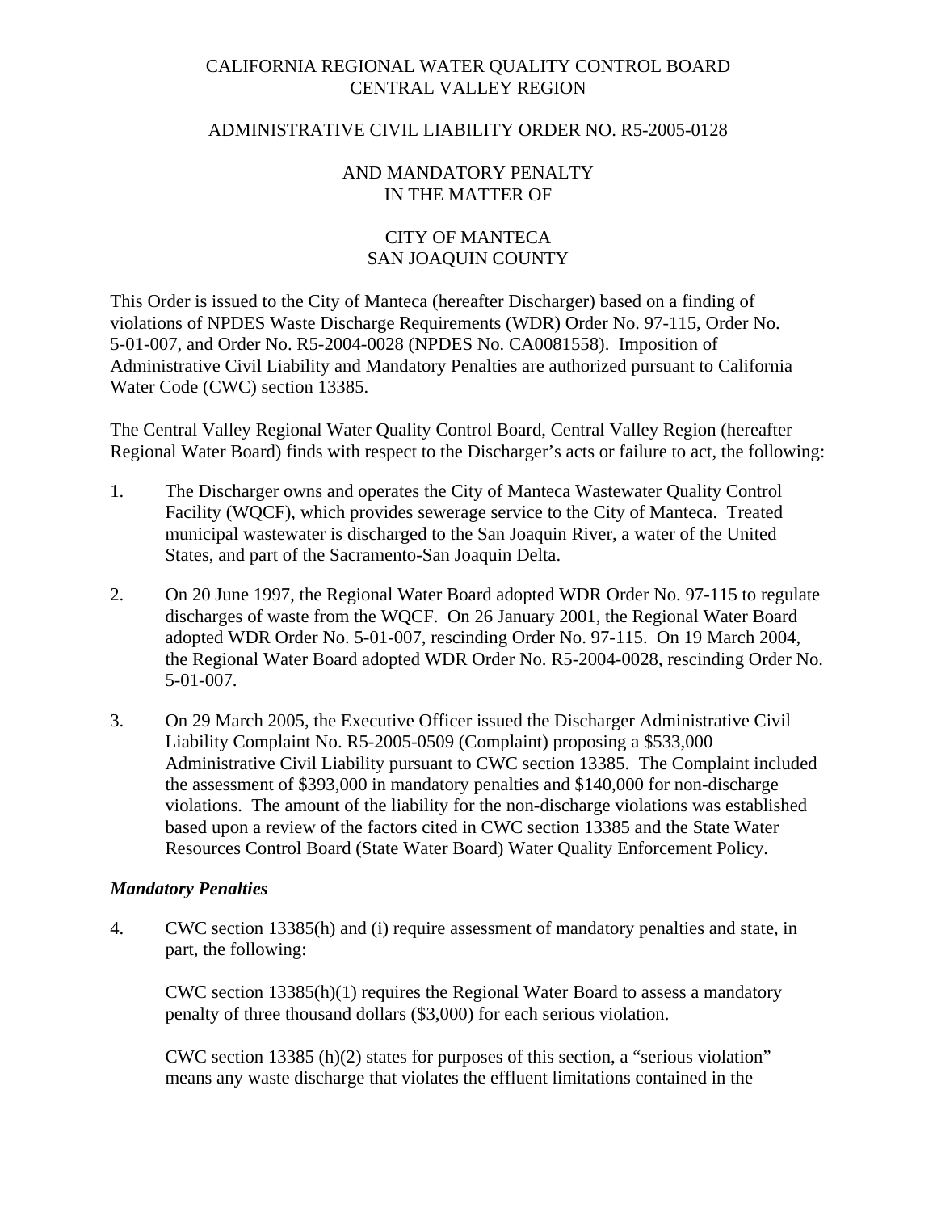CALIFORNIA REGIONAL WATER QUALITY CONTROL BOARD
CENTRAL VALLEY REGION

ADMINISTRATIVE CIVIL LIABILITY ORDER NO. R5-2005-0128

AND MANDATORY PENALTY
IN THE MATTER OF

CITY OF MANTECA
SAN JOAQUIN COUNTY

This Order is issued to the City of Manteca (hereafter Discharger) based on a finding of violations of NPDES Waste Discharge Requirements (WDR) Order No. 97-115, Order No. 5-01-007, and Order No. R5-2004-0028 (NPDES No. CA0081558). Imposition of Administrative Civil Liability and Mandatory Penalties are authorized pursuant to California Water Code (CWC) section 13385.

The Central Valley Regional Water Quality Control Board, Central Valley Region (hereafter Regional Water Board) finds with respect to the Discharger's acts or failure to act, the following:

1. The Discharger owns and operates the City of Manteca Wastewater Quality Control Facility (WQCF), which provides sewerage service to the City of Manteca. Treated municipal wastewater is discharged to the San Joaquin River, a water of the United States, and part of the Sacramento-San Joaquin Delta.

2. On 20 June 1997, the Regional Water Board adopted WDR Order No. 97-115 to regulate discharges of waste from the WQCF. On 26 January 2001, the Regional Water Board adopted WDR Order No. 5-01-007, rescinding Order No. 97-115. On 19 March 2004, the Regional Water Board adopted WDR Order No. R5-2004-0028, rescinding Order No. 5-01-007.

3. On 29 March 2005, the Executive Officer issued the Discharger Administrative Civil Liability Complaint No. R5-2005-0509 (Complaint) proposing a $533,000 Administrative Civil Liability pursuant to CWC section 13385. The Complaint included the assessment of $393,000 in mandatory penalties and $140,000 for non-discharge violations. The amount of the liability for the non-discharge violations was established based upon a review of the factors cited in CWC section 13385 and the State Water Resources Control Board (State Water Board) Water Quality Enforcement Policy.

***Mandatory Penalties***

4. CWC section 13385(h) and (i) require assessment of mandatory penalties and state, in part, the following:

   CWC section 13385(h)(1) requires the Regional Water Board to assess a mandatory penalty of three thousand dollars ($3,000) for each serious violation.

   CWC section 13385 (h)(2) states for purposes of this section, a "serious violation" means any waste discharge that violates the effluent limitations contained in the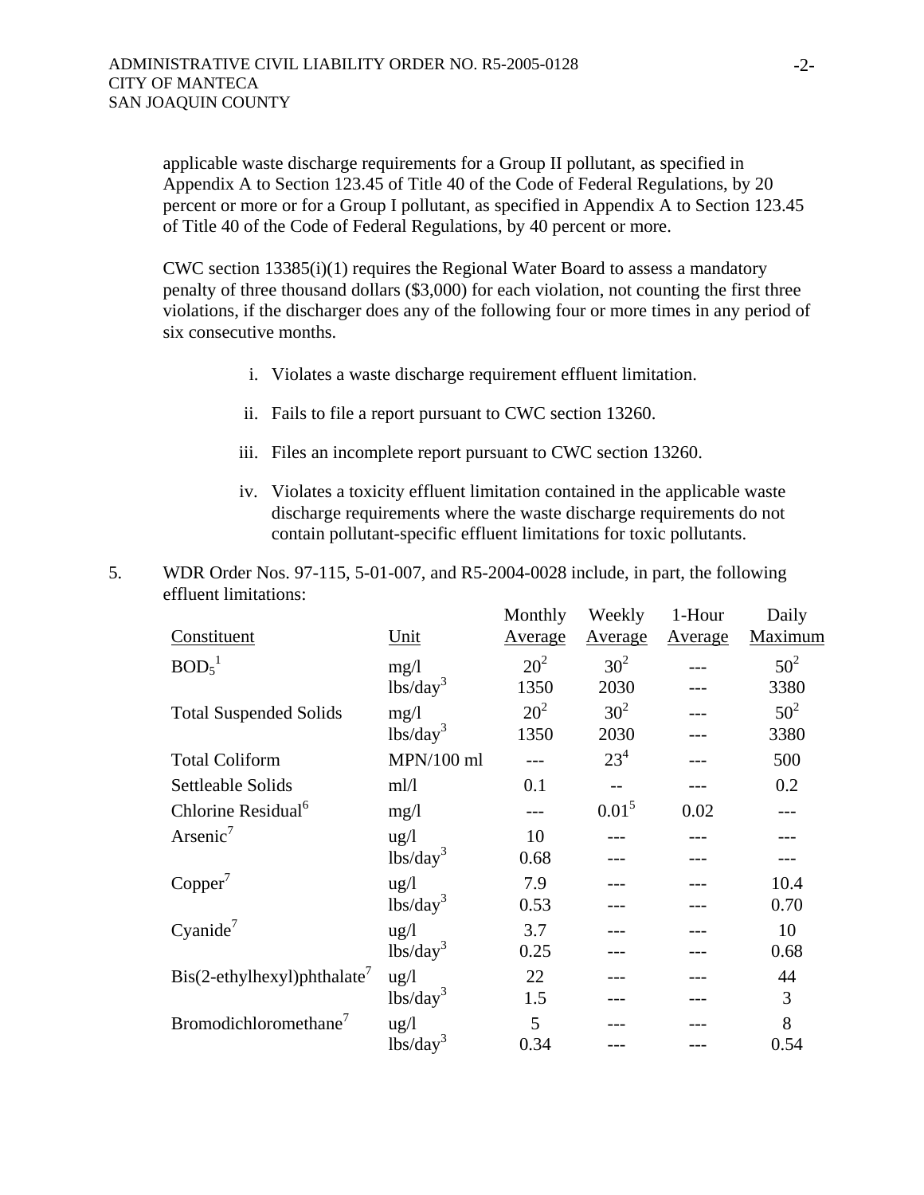applicable waste discharge requirements for a Group II pollutant, as specified in Appendix A to Section 123.45 of Title 40 of the Code of Federal Regulations, by 20 percent or more or for a Group I pollutant, as specified in Appendix A to Section 123.45 of Title 40 of the Code of Federal Regulations, by 40 percent or more.

CWC section 13385(i)(1) requires the Regional Water Board to assess a mandatory penalty of three thousand dollars ($3,000) for each violation, not counting the first three violations, if the discharger does any of the following four or more times in any period of six consecutive months.

i. Violates a waste discharge requirement effluent limitation.

ii. Fails to file a report pursuant to CWC section 13260.

iii. Files an incomplete report pursuant to CWC section 13260.

iv. Violates a toxicity effluent limitation contained in the applicable waste discharge requirements where the waste discharge requirements do not contain pollutant-specific effluent limitations for toxic pollutants.

5. WDR Order Nos. 97-115, 5-01-007, and R5-2004-0028 include, in part, the following effluent limitations:

| Constituent | Unit | Monthly Average | Weekly Average | 1-Hour Average | Daily Maximum |
|---|---|---|---|---|---|
| $BOD_5$[1] | mg/l | 20[2] | 30[2] | --- | 50[2] |
| | lbs/day[3] | 1350 | 2030 | --- | 3380 |
| Total Suspended Solids | mg/l | 20[2] | 30[2] | --- | 50[2] |
| | lbs/day[3] | 1350 | 2030 | --- | 3380 |
| Total Coliform | MPN/100 ml | --- | 23[4] | --- | 500 |
| Settleable Solids | ml/l | 0.1 | -- | --- | 0.2 |
| Chlorine Residual[6] | mg/l | --- | 0.01[5] | 0.02 | --- |
| Arsenic[7] | ug/l | 10 | --- | --- | --- |
| | lbs/day[3] | 0.68 | --- | --- | --- |
| Copper[7] | ug/l | 7.9 | --- | --- | 10.4 |
| | lbs/day[3] | 0.53 | --- | --- | 0.70 |
| Cyanide[7] | ug/l | 3.7 | --- | --- | 10 |
| | lbs/day[3] | 0.25 | --- | --- | 0.68 |
| Bis(2-ethylhexyl)phthalate[7] | ug/l | 22 | --- | --- | 44 |
| | lbs/day[3] | 1.5 | --- | --- | 3 |
| Bromodichloromethane[7] | ug/l | 5 | --- | --- | 8 |
| | lbs/day[3] | 0.34 | --- | --- | 0.54 |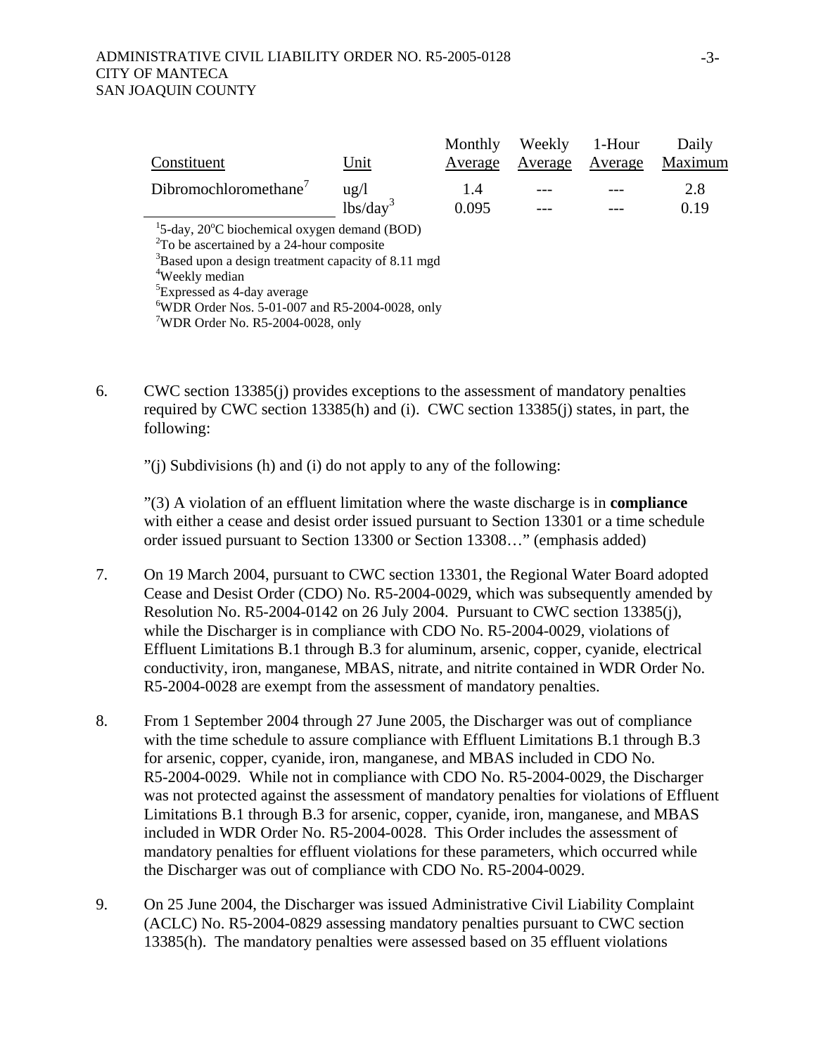| Constituent | Unit | Monthly Average | Weekly Average | 1-Hour Average | Daily Maximum |
|---|---|---|---|---|---|
| Dibromochloromethane[7] | ug/l | 1.4 | --- | --- | 2.8 |
| | lbs/day[3] | 0.095 | --- | --- | 0.19 |

[1]5-day, 20°C biochemical oxygen demand (BOD)
[2]To be ascertained by a 24-hour composite
[3]Based upon a design treatment capacity of 8.11 mgd
[4]Weekly median
[5]Expressed as 4-day average
[6]WDR Order Nos. 5-01-007 and R5-2004-0028, only
[7]WDR Order No. R5-2004-0028, only

6. CWC section 13385(j) provides exceptions to the assessment of mandatory penalties required by CWC section 13385(h) and (i). CWC section 13385(j) states, in part, the following:

   "(j) Subdivisions (h) and (i) do not apply to any of the following:

   "(3) A violation of an effluent limitation where the waste discharge is in **compliance** with either a cease and desist order issued pursuant to Section 13301 or a time schedule order issued pursuant to Section 13300 or Section 13308…" (emphasis added)

7. On 19 March 2004, pursuant to CWC section 13301, the Regional Water Board adopted Cease and Desist Order (CDO) No. R5-2004-0029, which was subsequently amended by Resolution No. R5-2004-0142 on 26 July 2004. Pursuant to CWC section 13385(j), while the Discharger is in compliance with CDO No. R5-2004-0029, violations of Effluent Limitations B.1 through B.3 for aluminum, arsenic, copper, cyanide, electrical conductivity, iron, manganese, MBAS, nitrate, and nitrite contained in WDR Order No. R5-2004-0028 are exempt from the assessment of mandatory penalties.

8. From 1 September 2004 through 27 June 2005, the Discharger was out of compliance with the time schedule to assure compliance with Effluent Limitations B.1 through B.3 for arsenic, copper, cyanide, iron, manganese, and MBAS included in CDO No. R5-2004-0029. While not in compliance with CDO No. R5-2004-0029, the Discharger was not protected against the assessment of mandatory penalties for violations of Effluent Limitations B.1 through B.3 for arsenic, copper, cyanide, iron, manganese, and MBAS included in WDR Order No. R5-2004-0028. This Order includes the assessment of mandatory penalties for effluent violations for these parameters, which occurred while the Discharger was out of compliance with CDO No. R5-2004-0029.

9. On 25 June 2004, the Discharger was issued Administrative Civil Liability Complaint (ACLC) No. R5-2004-0829 assessing mandatory penalties pursuant to CWC section 13385(h). The mandatory penalties were assessed based on 35 effluent violations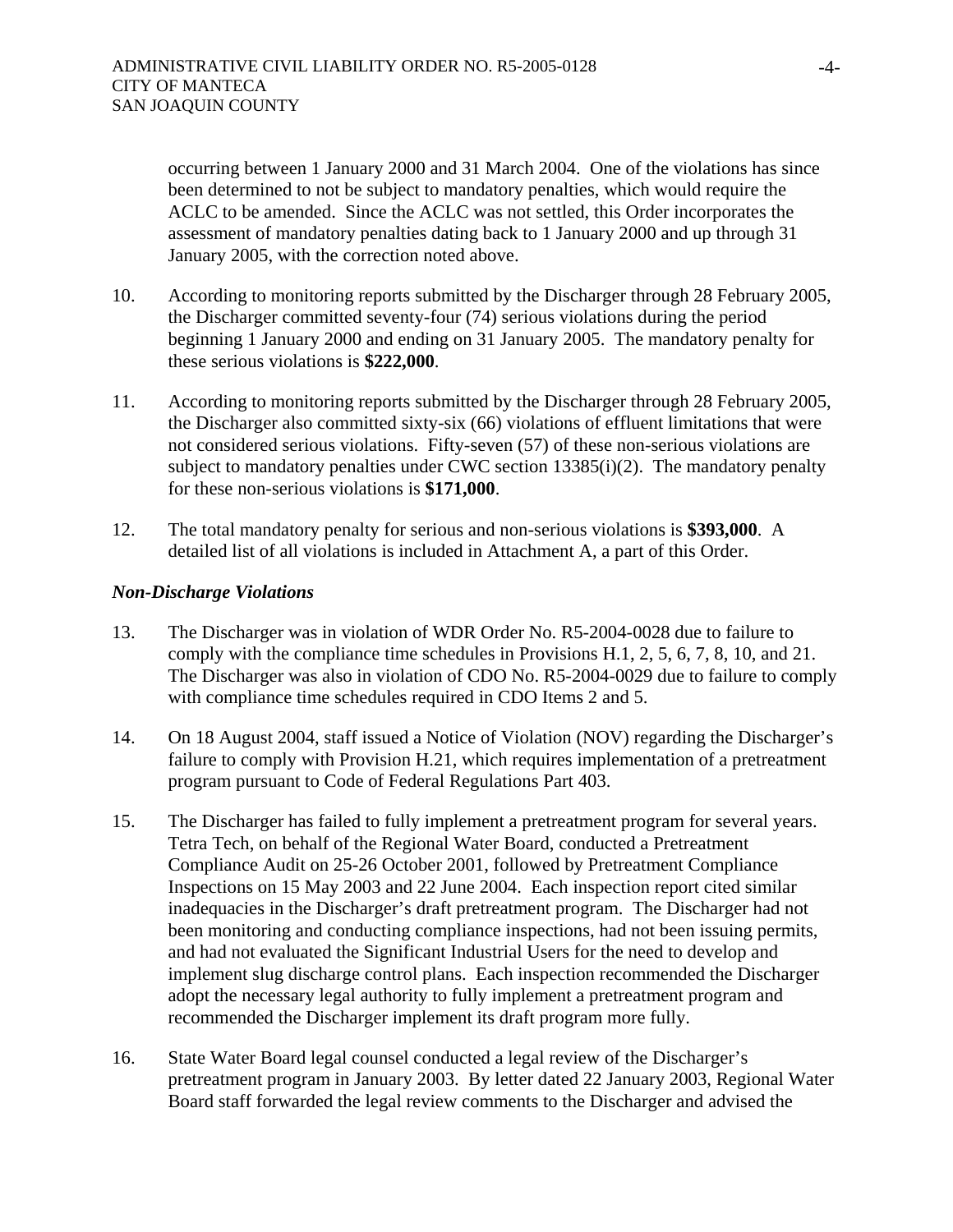occurring between 1 January 2000 and 31 March 2004. One of the violations has since been determined to not be subject to mandatory penalties, which would require the ACLC to be amended. Since the ACLC was not settled, this Order incorporates the assessment of mandatory penalties dating back to 1 January 2000 and up through 31 January 2005, with the correction noted above.

10. According to monitoring reports submitted by the Discharger through 28 February 2005, the Discharger committed seventy-four (74) serious violations during the period beginning 1 January 2000 and ending on 31 January 2005. The mandatory penalty for these serious violations is **$222,000**.

11. According to monitoring reports submitted by the Discharger through 28 February 2005, the Discharger also committed sixty-six (66) violations of effluent limitations that were not considered serious violations. Fifty-seven (57) of these non-serious violations are subject to mandatory penalties under CWC section 13385(i)(2). The mandatory penalty for these non-serious violations is **$171,000**.

12. The total mandatory penalty for serious and non-serious violations is **$393,000**. A detailed list of all violations is included in Attachment A, a part of this Order.

### *Non-Discharge Violations*

13. The Discharger was in violation of WDR Order No. R5-2004-0028 due to failure to comply with the compliance time schedules in Provisions H.1, 2, 5, 6, 7, 8, 10, and 21. The Discharger was also in violation of CDO No. R5-2004-0029 due to failure to comply with compliance time schedules required in CDO Items 2 and 5.

14. On 18 August 2004, staff issued a Notice of Violation (NOV) regarding the Discharger's failure to comply with Provision H.21, which requires implementation of a pretreatment program pursuant to Code of Federal Regulations Part 403.

15. The Discharger has failed to fully implement a pretreatment program for several years. Tetra Tech, on behalf of the Regional Water Board, conducted a Pretreatment Compliance Audit on 25-26 October 2001, followed by Pretreatment Compliance Inspections on 15 May 2003 and 22 June 2004. Each inspection report cited similar inadequacies in the Discharger's draft pretreatment program. The Discharger had not been monitoring and conducting compliance inspections, had not been issuing permits, and had not evaluated the Significant Industrial Users for the need to develop and implement slug discharge control plans. Each inspection recommended the Discharger adopt the necessary legal authority to fully implement a pretreatment program and recommended the Discharger implement its draft program more fully.

16. State Water Board legal counsel conducted a legal review of the Discharger's pretreatment program in January 2003. By letter dated 22 January 2003, Regional Water Board staff forwarded the legal review comments to the Discharger and advised the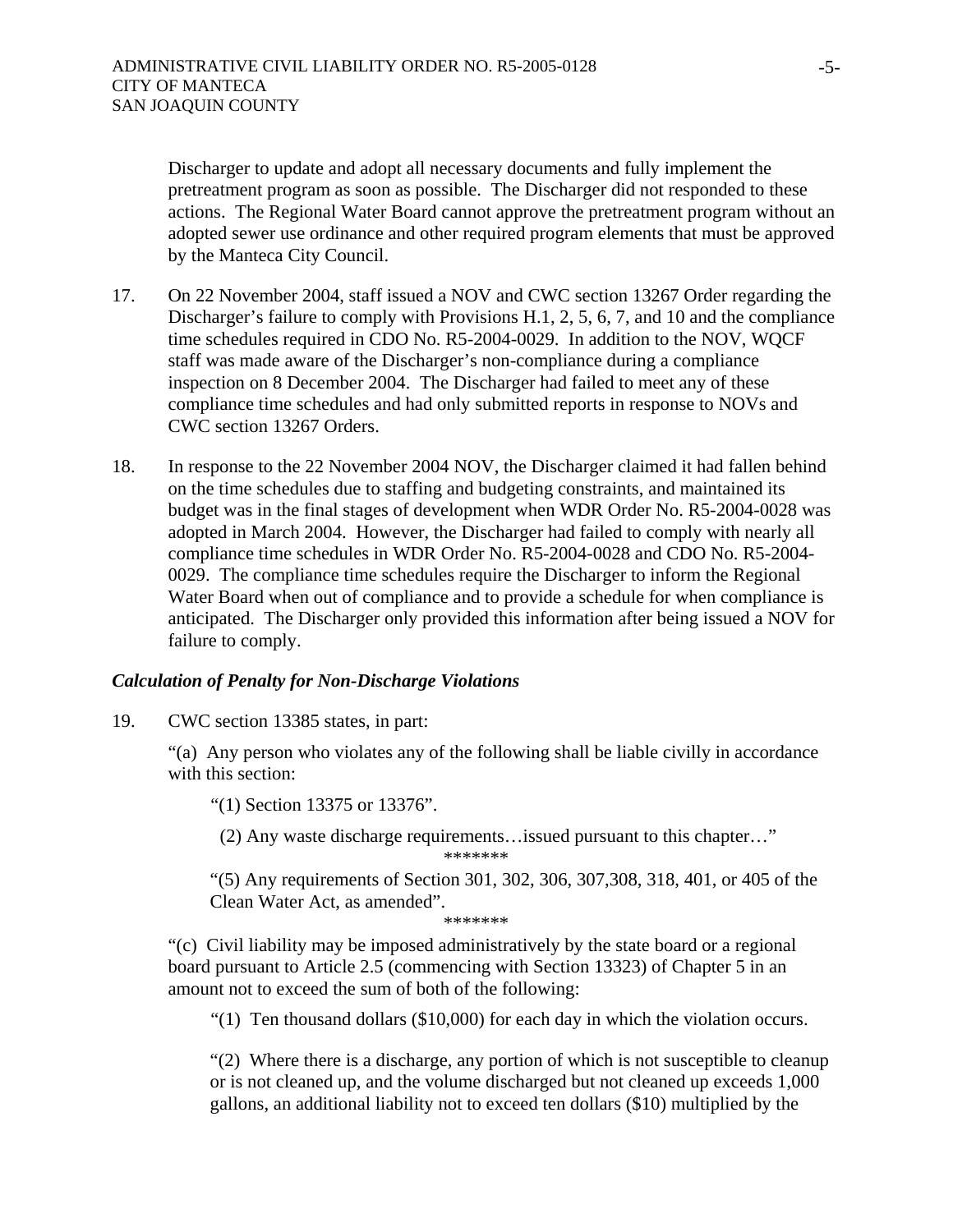Discharger to update and adopt all necessary documents and fully implement the pretreatment program as soon as possible. The Discharger did not responded to these actions. The Regional Water Board cannot approve the pretreatment program without an adopted sewer use ordinance and other required program elements that must be approved by the Manteca City Council.

17. On 22 November 2004, staff issued a NOV and CWC section 13267 Order regarding the Discharger's failure to comply with Provisions H.1, 2, 5, 6, 7, and 10 and the compliance time schedules required in CDO No. R5-2004-0029. In addition to the NOV, WQCF staff was made aware of the Discharger's non-compliance during a compliance inspection on 8 December 2004. The Discharger had failed to meet any of these compliance time schedules and had only submitted reports in response to NOVs and CWC section 13267 Orders.

18. In response to the 22 November 2004 NOV, the Discharger claimed it had fallen behind on the time schedules due to staffing and budgeting constraints, and maintained its budget was in the final stages of development when WDR Order No. R5-2004-0028 was adopted in March 2004. However, the Discharger had failed to comply with nearly all compliance time schedules in WDR Order No. R5-2004-0028 and CDO No. R5-2004-0029. The compliance time schedules require the Discharger to inform the Regional Water Board when out of compliance and to provide a schedule for when compliance is anticipated. The Discharger only provided this information after being issued a NOV for failure to comply.

### *Calculation of Penalty for Non-Discharge Violations*

19. CWC section 13385 states, in part:

    "(a) Any person who violates any of the following shall be liable civilly in accordance with this section:

    "(1) Section 13375 or 13376".

    (2) Any waste discharge requirements…issued pursuant to this chapter…"

    *******

    "(5) Any requirements of Section 301, 302, 306, 307,308, 318, 401, or 405 of the Clean Water Act, as amended".

    *******

    "(c) Civil liability may be imposed administratively by the state board or a regional board pursuant to Article 2.5 (commencing with Section 13323) of Chapter 5 in an amount not to exceed the sum of both of the following:

    "(1) Ten thousand dollars ($10,000) for each day in which the violation occurs.

    "(2) Where there is a discharge, any portion of which is not susceptible to cleanup or is not cleaned up, and the volume discharged but not cleaned up exceeds 1,000 gallons, an additional liability not to exceed ten dollars ($10) multiplied by the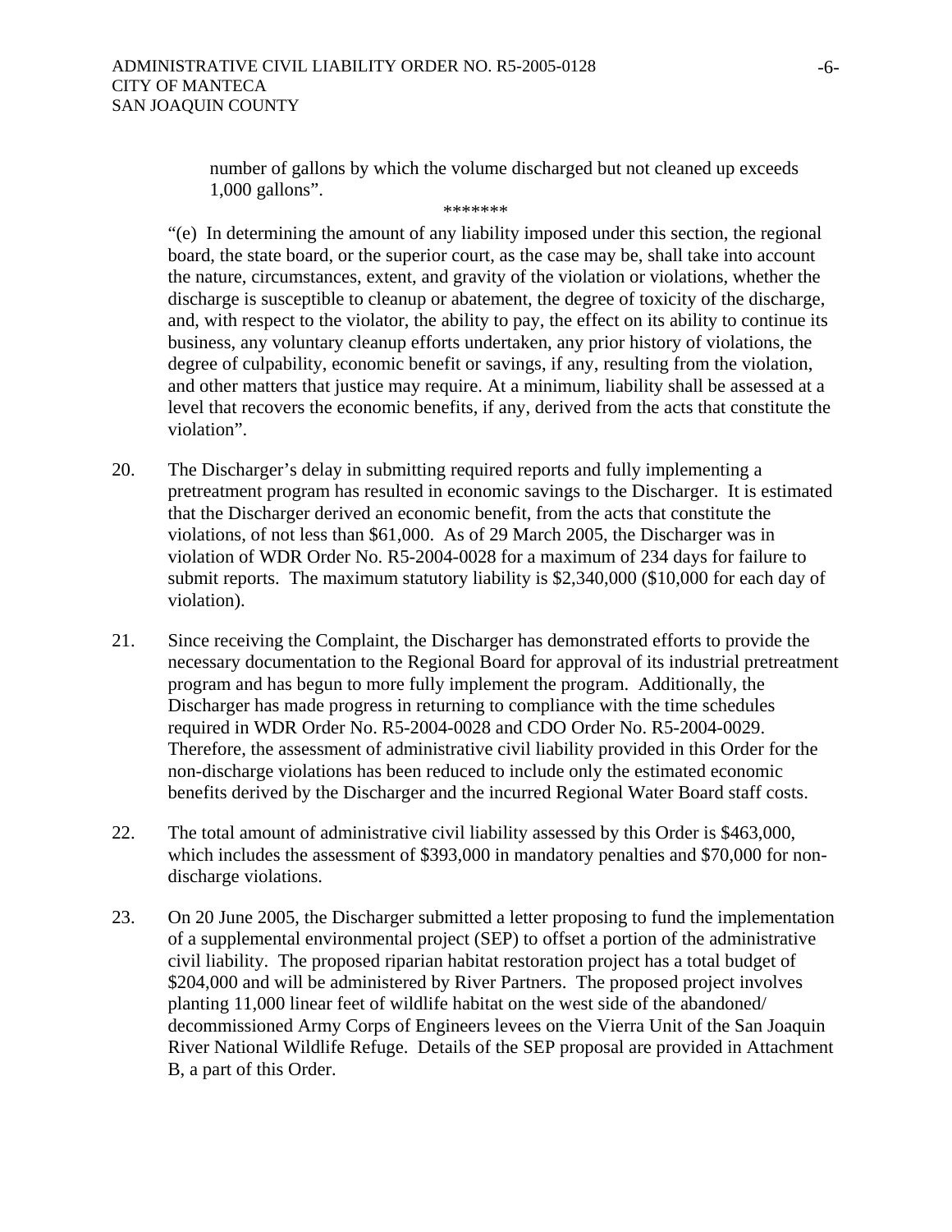number of gallons by which the volume discharged but not cleaned up exceeds 1,000 gallons".

*******

"(e) In determining the amount of any liability imposed under this section, the regional board, the state board, or the superior court, as the case may be, shall take into account the nature, circumstances, extent, and gravity of the violation or violations, whether the discharge is susceptible to cleanup or abatement, the degree of toxicity of the discharge, and, with respect to the violator, the ability to pay, the effect on its ability to continue its business, any voluntary cleanup efforts undertaken, any prior history of violations, the degree of culpability, economic benefit or savings, if any, resulting from the violation, and other matters that justice may require. At a minimum, liability shall be assessed at a level that recovers the economic benefits, if any, derived from the acts that constitute the violation".

20. The Discharger's delay in submitting required reports and fully implementing a pretreatment program has resulted in economic savings to the Discharger. It is estimated that the Discharger derived an economic benefit, from the acts that constitute the violations, of not less than $61,000. As of 29 March 2005, the Discharger was in violation of WDR Order No. R5-2004-0028 for a maximum of 234 days for failure to submit reports. The maximum statutory liability is $2,340,000 ($10,000 for each day of violation).

21. Since receiving the Complaint, the Discharger has demonstrated efforts to provide the necessary documentation to the Regional Board for approval of its industrial pretreatment program and has begun to more fully implement the program. Additionally, the Discharger has made progress in returning to compliance with the time schedules required in WDR Order No. R5-2004-0028 and CDO Order No. R5-2004-0029. Therefore, the assessment of administrative civil liability provided in this Order for the non-discharge violations has been reduced to include only the estimated economic benefits derived by the Discharger and the incurred Regional Water Board staff costs.

22. The total amount of administrative civil liability assessed by this Order is $463,000, which includes the assessment of $393,000 in mandatory penalties and $70,000 for non-discharge violations.

23. On 20 June 2005, the Discharger submitted a letter proposing to fund the implementation of a supplemental environmental project (SEP) to offset a portion of the administrative civil liability. The proposed riparian habitat restoration project has a total budget of $204,000 and will be administered by River Partners. The proposed project involves planting 11,000 linear feet of wildlife habitat on the west side of the abandoned/ decommissioned Army Corps of Engineers levees on the Vierra Unit of the San Joaquin River National Wildlife Refuge. Details of the SEP proposal are provided in Attachment B, a part of this Order.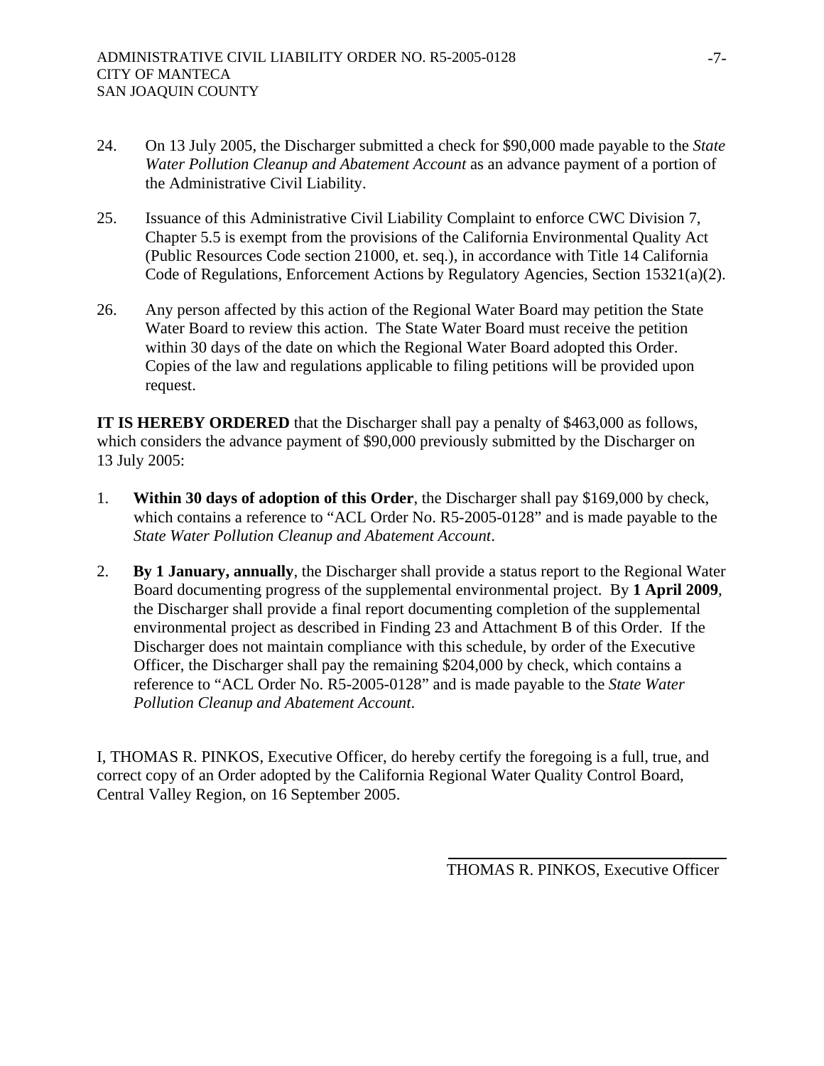24. On 13 July 2005, the Discharger submitted a check for $90,000 made payable to the *State Water Pollution Cleanup and Abatement Account* as an advance payment of a portion of the Administrative Civil Liability.

25. Issuance of this Administrative Civil Liability Complaint to enforce CWC Division 7, Chapter 5.5 is exempt from the provisions of the California Environmental Quality Act (Public Resources Code section 21000, et. seq.), in accordance with Title 14 California Code of Regulations, Enforcement Actions by Regulatory Agencies, Section 15321(a)(2).

26. Any person affected by this action of the Regional Water Board may petition the State Water Board to review this action. The State Water Board must receive the petition within 30 days of the date on which the Regional Water Board adopted this Order. Copies of the law and regulations applicable to filing petitions will be provided upon request.

**IT IS HEREBY ORDERED** that the Discharger shall pay a penalty of $463,000 as follows, which considers the advance payment of $90,000 previously submitted by the Discharger on 13 July 2005:

1. **Within 30 days of adoption of this Order**, the Discharger shall pay $169,000 by check, which contains a reference to "ACL Order No. R5-2005-0128" and is made payable to the *State Water Pollution Cleanup and Abatement Account*.

2. **By 1 January, annually**, the Discharger shall provide a status report to the Regional Water Board documenting progress of the supplemental environmental project. By **1 April 2009**, the Discharger shall provide a final report documenting completion of the supplemental environmental project as described in Finding 23 and Attachment B of this Order. If the Discharger does not maintain compliance with this schedule, by order of the Executive Officer, the Discharger shall pay the remaining $204,000 by check, which contains a reference to "ACL Order No. R5-2005-0128" and is made payable to the *State Water Pollution Cleanup and Abatement Account*.

I, THOMAS R. PINKOS, Executive Officer, do hereby certify the foregoing is a full, true, and correct copy of an Order adopted by the California Regional Water Quality Control Board, Central Valley Region, on 16 September 2005.

THOMAS R. PINKOS, Executive Officer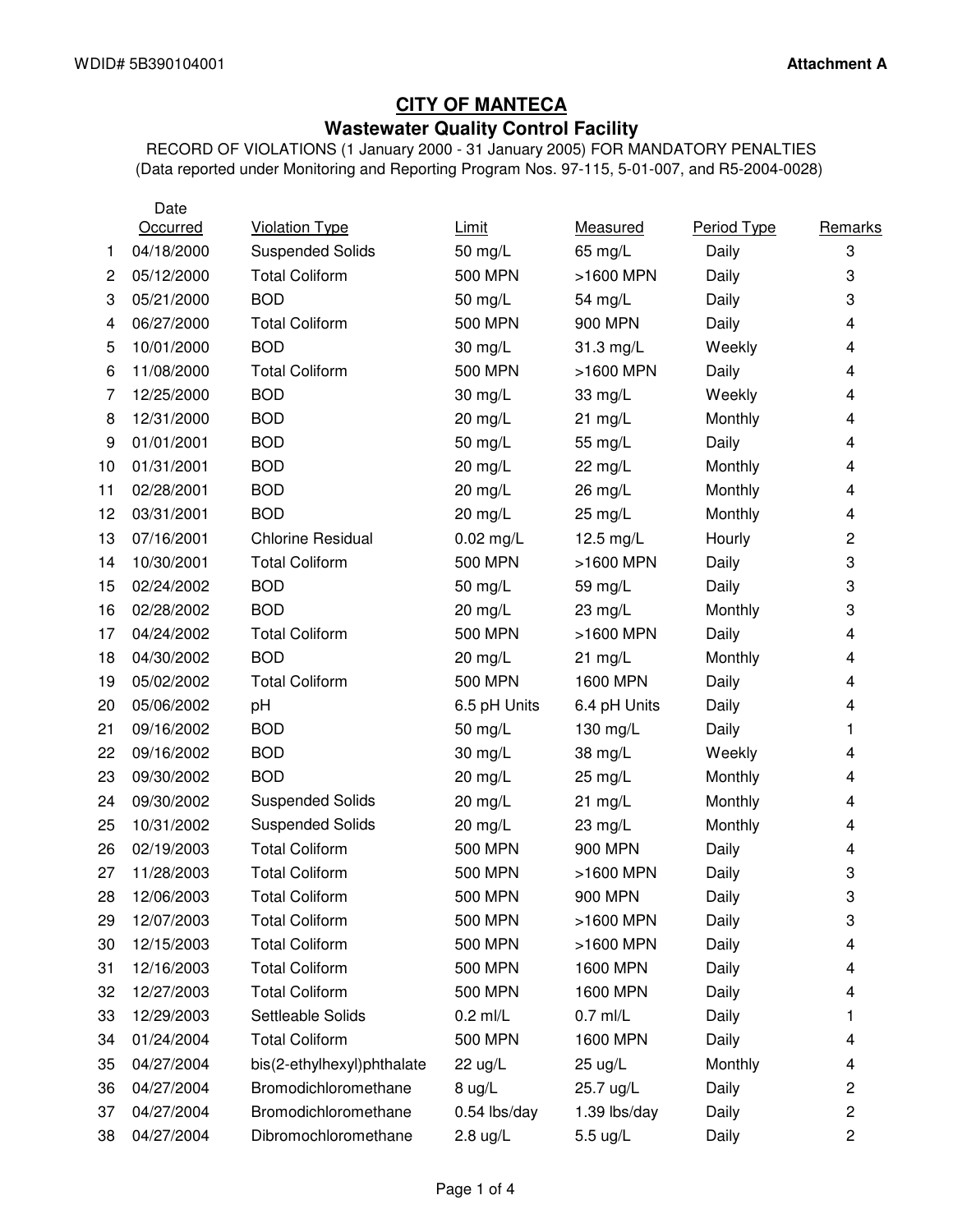WDID# 5B390104001 **Attachment A**

# CITY OF MANTECA

## Wastewater Quality Control Facility

RECORD OF VIOLATIONS (1 January 2000 - 31 January 2005) FOR MANDATORY PENALTIES
(Data reported under Monitoring and Reporting Program Nos. 97-115, 5-01-007, and R5-2004-0028)

| | Date Occurred | Violation Type | Limit | Measured | Period Type | Remarks |
|---|---|---|---|---|---|---|
| 1 | 04/18/2000 | Suspended Solids | 50 mg/L | 65 mg/L | Daily | 3 |
| 2 | 05/12/2000 | Total Coliform | 500 MPN | >1600 MPN | Daily | 3 |
| 3 | 05/21/2000 | BOD | 50 mg/L | 54 mg/L | Daily | 3 |
| 4 | 06/27/2000 | Total Coliform | 500 MPN | 900 MPN | Daily | 4 |
| 5 | 10/01/2000 | BOD | 30 mg/L | 31.3 mg/L | Weekly | 4 |
| 6 | 11/08/2000 | Total Coliform | 500 MPN | >1600 MPN | Daily | 4 |
| 7 | 12/25/2000 | BOD | 30 mg/L | 33 mg/L | Weekly | 4 |
| 8 | 12/31/2000 | BOD | 20 mg/L | 21 mg/L | Monthly | 4 |
| 9 | 01/01/2001 | BOD | 50 mg/L | 55 mg/L | Daily | 4 |
| 10 | 01/31/2001 | BOD | 20 mg/L | 22 mg/L | Monthly | 4 |
| 11 | 02/28/2001 | BOD | 20 mg/L | 26 mg/L | Monthly | 4 |
| 12 | 03/31/2001 | BOD | 20 mg/L | 25 mg/L | Monthly | 4 |
| 13 | 07/16/2001 | Chlorine Residual | 0.02 mg/L | 12.5 mg/L | Hourly | 2 |
| 14 | 10/30/2001 | Total Coliform | 500 MPN | >1600 MPN | Daily | 3 |
| 15 | 02/24/2002 | BOD | 50 mg/L | 59 mg/L | Daily | 3 |
| 16 | 02/28/2002 | BOD | 20 mg/L | 23 mg/L | Monthly | 3 |
| 17 | 04/24/2002 | Total Coliform | 500 MPN | >1600 MPN | Daily | 4 |
| 18 | 04/30/2002 | BOD | 20 mg/L | 21 mg/L | Monthly | 4 |
| 19 | 05/02/2002 | Total Coliform | 500 MPN | 1600 MPN | Daily | 4 |
| 20 | 05/06/2002 | pH | 6.5 pH Units | 6.4 pH Units | Daily | 4 |
| 21 | 09/16/2002 | BOD | 50 mg/L | 130 mg/L | Daily | 1 |
| 22 | 09/16/2002 | BOD | 30 mg/L | 38 mg/L | Weekly | 4 |
| 23 | 09/30/2002 | BOD | 20 mg/L | 25 mg/L | Monthly | 4 |
| 24 | 09/30/2002 | Suspended Solids | 20 mg/L | 21 mg/L | Monthly | 4 |
| 25 | 10/31/2002 | Suspended Solids | 20 mg/L | 23 mg/L | Monthly | 4 |
| 26 | 02/19/2003 | Total Coliform | 500 MPN | 900 MPN | Daily | 4 |
| 27 | 11/28/2003 | Total Coliform | 500 MPN | >1600 MPN | Daily | 3 |
| 28 | 12/06/2003 | Total Coliform | 500 MPN | 900 MPN | Daily | 3 |
| 29 | 12/07/2003 | Total Coliform | 500 MPN | >1600 MPN | Daily | 3 |
| 30 | 12/15/2003 | Total Coliform | 500 MPN | >1600 MPN | Daily | 4 |
| 31 | 12/16/2003 | Total Coliform | 500 MPN | 1600 MPN | Daily | 4 |
| 32 | 12/27/2003 | Total Coliform | 500 MPN | 1600 MPN | Daily | 4 |
| 33 | 12/29/2003 | Settleable Solids | 0.2 ml/L | 0.7 ml/L | Daily | 1 |
| 34 | 01/24/2004 | Total Coliform | 500 MPN | 1600 MPN | Daily | 4 |
| 35 | 04/27/2004 | bis(2-ethylhexyl)phthalate | 22 ug/L | 25 ug/L | Monthly | 4 |
| 36 | 04/27/2004 | Bromodichloromethane | 8 ug/L | 25.7 ug/L | Daily | 2 |
| 37 | 04/27/2004 | Bromodichloromethane | 0.54 lbs/day | 1.39 lbs/day | Daily | 2 |
| 38 | 04/27/2004 | Dibromochloromethane | 2.8 ug/L | 5.5 ug/L | Daily | 2 |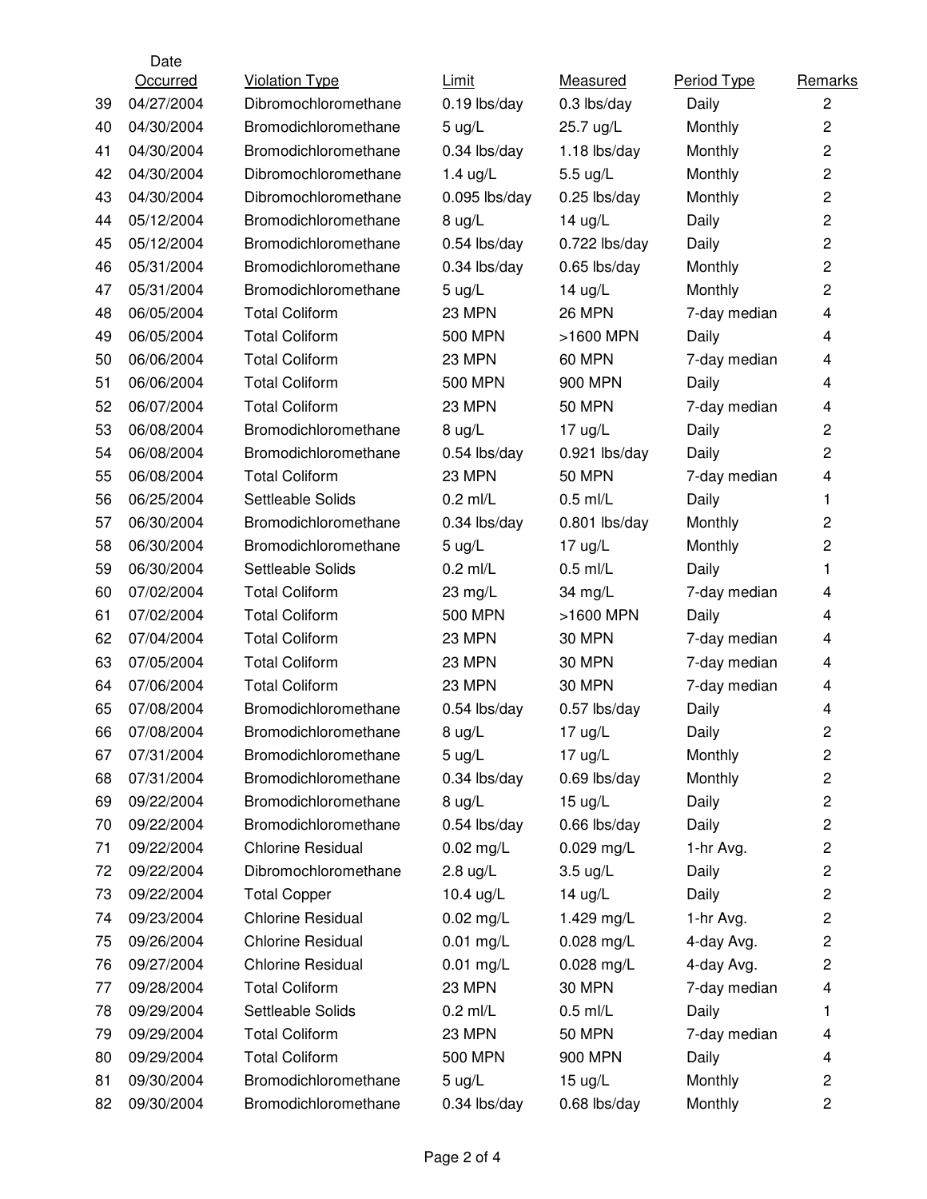|  | Date Occurred | Violation Type | Limit | Measured | Period Type | Remarks |
|---|---|---|---|---|---|---|
| 39 | 04/27/2004 | Dibromochloromethane | 0.19 lbs/day | 0.3 lbs/day | Daily | 2 |
| 40 | 04/30/2004 | Bromodichloromethane | 5 ug/L | 25.7 ug/L | Monthly | 2 |
| 41 | 04/30/2004 | Bromodichloromethane | 0.34 lbs/day | 1.18 lbs/day | Monthly | 2 |
| 42 | 04/30/2004 | Dibromochloromethane | 1.4 ug/L | 5.5 ug/L | Monthly | 2 |
| 43 | 04/30/2004 | Dibromochloromethane | 0.095 lbs/day | 0.25 lbs/day | Monthly | 2 |
| 44 | 05/12/2004 | Bromodichloromethane | 8 ug/L | 14 ug/L | Daily | 2 |
| 45 | 05/12/2004 | Bromodichloromethane | 0.54 lbs/day | 0.722 lbs/day | Daily | 2 |
| 46 | 05/31/2004 | Bromodichloromethane | 0.34 lbs/day | 0.65 lbs/day | Monthly | 2 |
| 47 | 05/31/2004 | Bromodichloromethane | 5 ug/L | 14 ug/L | Monthly | 2 |
| 48 | 06/05/2004 | Total Coliform | 23 MPN | 26 MPN | 7-day median | 4 |
| 49 | 06/05/2004 | Total Coliform | 500 MPN | >1600 MPN | Daily | 4 |
| 50 | 06/06/2004 | Total Coliform | 23 MPN | 60 MPN | 7-day median | 4 |
| 51 | 06/06/2004 | Total Coliform | 500 MPN | 900 MPN | Daily | 4 |
| 52 | 06/07/2004 | Total Coliform | 23 MPN | 50 MPN | 7-day median | 4 |
| 53 | 06/08/2004 | Bromodichloromethane | 8 ug/L | 17 ug/L | Daily | 2 |
| 54 | 06/08/2004 | Bromodichloromethane | 0.54 lbs/day | 0.921 lbs/day | Daily | 2 |
| 55 | 06/08/2004 | Total Coliform | 23 MPN | 50 MPN | 7-day median | 4 |
| 56 | 06/25/2004 | Settleable Solids | 0.2 ml/L | 0.5 ml/L | Daily | 1 |
| 57 | 06/30/2004 | Bromodichloromethane | 0.34 lbs/day | 0.801 lbs/day | Monthly | 2 |
| 58 | 06/30/2004 | Bromodichloromethane | 5 ug/L | 17 ug/L | Monthly | 2 |
| 59 | 06/30/2004 | Settleable Solids | 0.2 ml/L | 0.5 ml/L | Daily | 1 |
| 60 | 07/02/2004 | Total Coliform | 23 mg/L | 34 mg/L | 7-day median | 4 |
| 61 | 07/02/2004 | Total Coliform | 500 MPN | >1600 MPN | Daily | 4 |
| 62 | 07/04/2004 | Total Coliform | 23 MPN | 30 MPN | 7-day median | 4 |
| 63 | 07/05/2004 | Total Coliform | 23 MPN | 30 MPN | 7-day median | 4 |
| 64 | 07/06/2004 | Total Coliform | 23 MPN | 30 MPN | 7-day median | 4 |
| 65 | 07/08/2004 | Bromodichloromethane | 0.54 lbs/day | 0.57 lbs/day | Daily | 4 |
| 66 | 07/08/2004 | Bromodichloromethane | 8 ug/L | 17 ug/L | Daily | 2 |
| 67 | 07/31/2004 | Bromodichloromethane | 5 ug/L | 17 ug/L | Monthly | 2 |
| 68 | 07/31/2004 | Bromodichloromethane | 0.34 lbs/day | 0.69 lbs/day | Monthly | 2 |
| 69 | 09/22/2004 | Bromodichloromethane | 8 ug/L | 15 ug/L | Daily | 2 |
| 70 | 09/22/2004 | Bromodichloromethane | 0.54 lbs/day | 0.66 lbs/day | Daily | 2 |
| 71 | 09/22/2004 | Chlorine Residual | 0.02 mg/L | 0.029 mg/L | 1-hr Avg. | 2 |
| 72 | 09/22/2004 | Dibromochloromethane | 2.8 ug/L | 3.5 ug/L | Daily | 2 |
| 73 | 09/22/2004 | Total Copper | 10.4 ug/L | 14 ug/L | Daily | 2 |
| 74 | 09/23/2004 | Chlorine Residual | 0.02 mg/L | 1.429 mg/L | 1-hr Avg. | 2 |
| 75 | 09/26/2004 | Chlorine Residual | 0.01 mg/L | 0.028 mg/L | 4-day Avg. | 2 |
| 76 | 09/27/2004 | Chlorine Residual | 0.01 mg/L | 0.028 mg/L | 4-day Avg. | 2 |
| 77 | 09/28/2004 | Total Coliform | 23 MPN | 30 MPN | 7-day median | 4 |
| 78 | 09/29/2004 | Settleable Solids | 0.2 ml/L | 0.5 ml/L | Daily | 1 |
| 79 | 09/29/2004 | Total Coliform | 23 MPN | 50 MPN | 7-day median | 4 |
| 80 | 09/29/2004 | Total Coliform | 500 MPN | 900 MPN | Daily | 4 |
| 81 | 09/30/2004 | Bromodichloromethane | 5 ug/L | 15 ug/L | Monthly | 2 |
| 82 | 09/30/2004 | Bromodichloromethane | 0.34 lbs/day | 0.68 lbs/day | Monthly | 2 |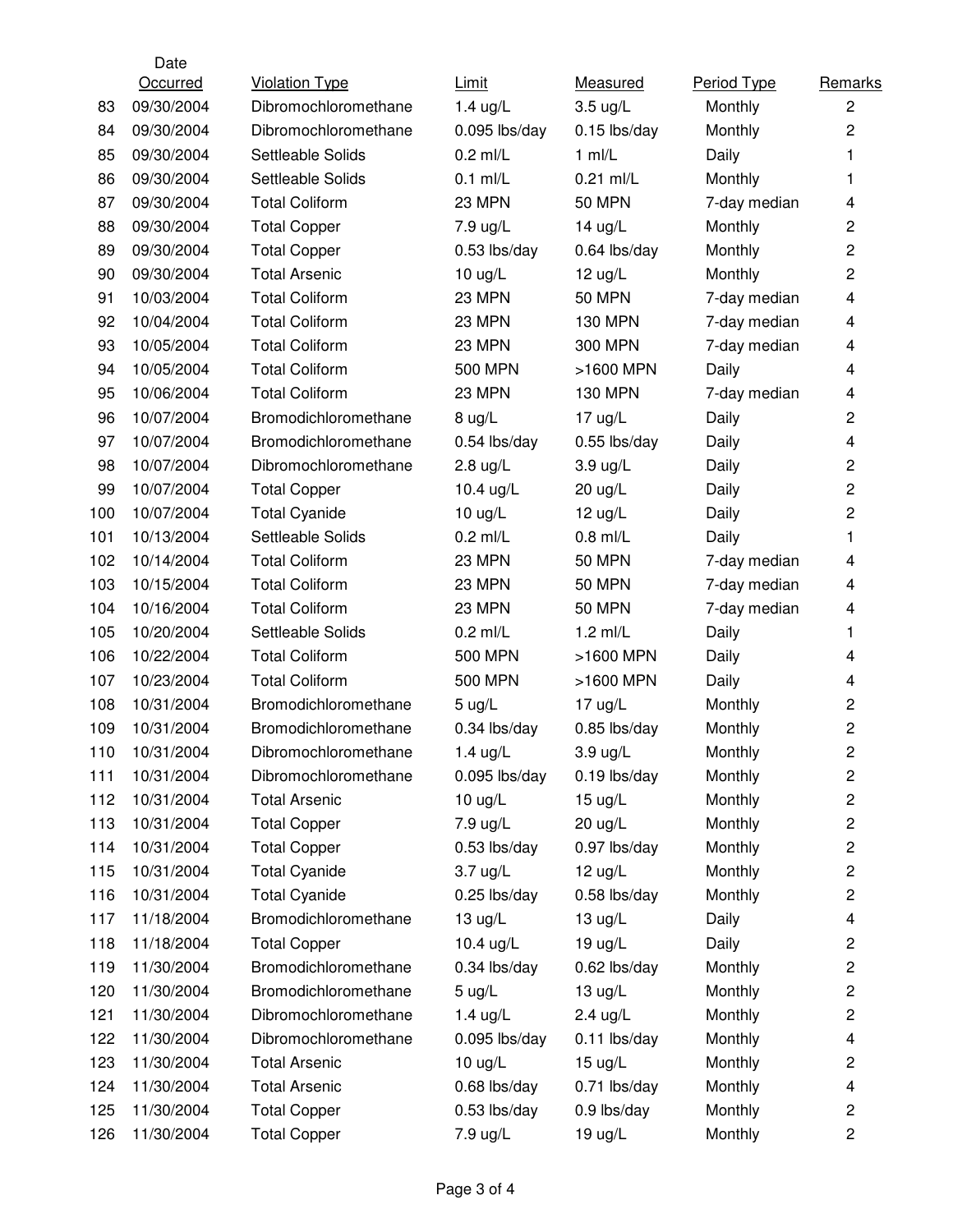| | Date Occurred | Violation Type | Limit | Measured | Period Type | Remarks |
|---|---|---|---|---|---|---|
| 83 | 09/30/2004 | Dibromochloromethane | 1.4 ug/L | 3.5 ug/L | Monthly | 2 |
| 84 | 09/30/2004 | Dibromochloromethane | 0.095 lbs/day | 0.15 lbs/day | Monthly | 2 |
| 85 | 09/30/2004 | Settleable Solids | 0.2 ml/L | 1 ml/L | Daily | 1 |
| 86 | 09/30/2004 | Settleable Solids | 0.1 ml/L | 0.21 ml/L | Monthly | 1 |
| 87 | 09/30/2004 | Total Coliform | 23 MPN | 50 MPN | 7-day median | 4 |
| 88 | 09/30/2004 | Total Copper | 7.9 ug/L | 14 ug/L | Monthly | 2 |
| 89 | 09/30/2004 | Total Copper | 0.53 lbs/day | 0.64 lbs/day | Monthly | 2 |
| 90 | 09/30/2004 | Total Arsenic | 10 ug/L | 12 ug/L | Monthly | 2 |
| 91 | 10/03/2004 | Total Coliform | 23 MPN | 50 MPN | 7-day median | 4 |
| 92 | 10/04/2004 | Total Coliform | 23 MPN | 130 MPN | 7-day median | 4 |
| 93 | 10/05/2004 | Total Coliform | 23 MPN | 300 MPN | 7-day median | 4 |
| 94 | 10/05/2004 | Total Coliform | 500 MPN | >1600 MPN | Daily | 4 |
| 95 | 10/06/2004 | Total Coliform | 23 MPN | 130 MPN | 7-day median | 4 |
| 96 | 10/07/2004 | Bromodichloromethane | 8 ug/L | 17 ug/L | Daily | 2 |
| 97 | 10/07/2004 | Bromodichloromethane | 0.54 lbs/day | 0.55 lbs/day | Daily | 4 |
| 98 | 10/07/2004 | Dibromochloromethane | 2.8 ug/L | 3.9 ug/L | Daily | 2 |
| 99 | 10/07/2004 | Total Copper | 10.4 ug/L | 20 ug/L | Daily | 2 |
| 100 | 10/07/2004 | Total Cyanide | 10 ug/L | 12 ug/L | Daily | 2 |
| 101 | 10/13/2004 | Settleable Solids | 0.2 ml/L | 0.8 ml/L | Daily | 1 |
| 102 | 10/14/2004 | Total Coliform | 23 MPN | 50 MPN | 7-day median | 4 |
| 103 | 10/15/2004 | Total Coliform | 23 MPN | 50 MPN | 7-day median | 4 |
| 104 | 10/16/2004 | Total Coliform | 23 MPN | 50 MPN | 7-day median | 4 |
| 105 | 10/20/2004 | Settleable Solids | 0.2 ml/L | 1.2 ml/L | Daily | 1 |
| 106 | 10/22/2004 | Total Coliform | 500 MPN | >1600 MPN | Daily | 4 |
| 107 | 10/23/2004 | Total Coliform | 500 MPN | >1600 MPN | Daily | 4 |
| 108 | 10/31/2004 | Bromodichloromethane | 5 ug/L | 17 ug/L | Monthly | 2 |
| 109 | 10/31/2004 | Bromodichloromethane | 0.34 lbs/day | 0.85 lbs/day | Monthly | 2 |
| 110 | 10/31/2004 | Dibromochloromethane | 1.4 ug/L | 3.9 ug/L | Monthly | 2 |
| 111 | 10/31/2004 | Dibromochloromethane | 0.095 lbs/day | 0.19 lbs/day | Monthly | 2 |
| 112 | 10/31/2004 | Total Arsenic | 10 ug/L | 15 ug/L | Monthly | 2 |
| 113 | 10/31/2004 | Total Copper | 7.9 ug/L | 20 ug/L | Monthly | 2 |
| 114 | 10/31/2004 | Total Copper | 0.53 lbs/day | 0.97 lbs/day | Monthly | 2 |
| 115 | 10/31/2004 | Total Cyanide | 3.7 ug/L | 12 ug/L | Monthly | 2 |
| 116 | 10/31/2004 | Total Cyanide | 0.25 lbs/day | 0.58 lbs/day | Monthly | 2 |
| 117 | 11/18/2004 | Bromodichloromethane | 13 ug/L | 13 ug/L | Daily | 4 |
| 118 | 11/18/2004 | Total Copper | 10.4 ug/L | 19 ug/L | Daily | 2 |
| 119 | 11/30/2004 | Bromodichloromethane | 0.34 lbs/day | 0.62 lbs/day | Monthly | 2 |
| 120 | 11/30/2004 | Bromodichloromethane | 5 ug/L | 13 ug/L | Monthly | 2 |
| 121 | 11/30/2004 | Dibromochloromethane | 1.4 ug/L | 2.4 ug/L | Monthly | 2 |
| 122 | 11/30/2004 | Dibromochloromethane | 0.095 lbs/day | 0.11 lbs/day | Monthly | 4 |
| 123 | 11/30/2004 | Total Arsenic | 10 ug/L | 15 ug/L | Monthly | 2 |
| 124 | 11/30/2004 | Total Arsenic | 0.68 lbs/day | 0.71 lbs/day | Monthly | 4 |
| 125 | 11/30/2004 | Total Copper | 0.53 lbs/day | 0.9 lbs/day | Monthly | 2 |
| 126 | 11/30/2004 | Total Copper | 7.9 ug/L | 19 ug/L | Monthly | 2 |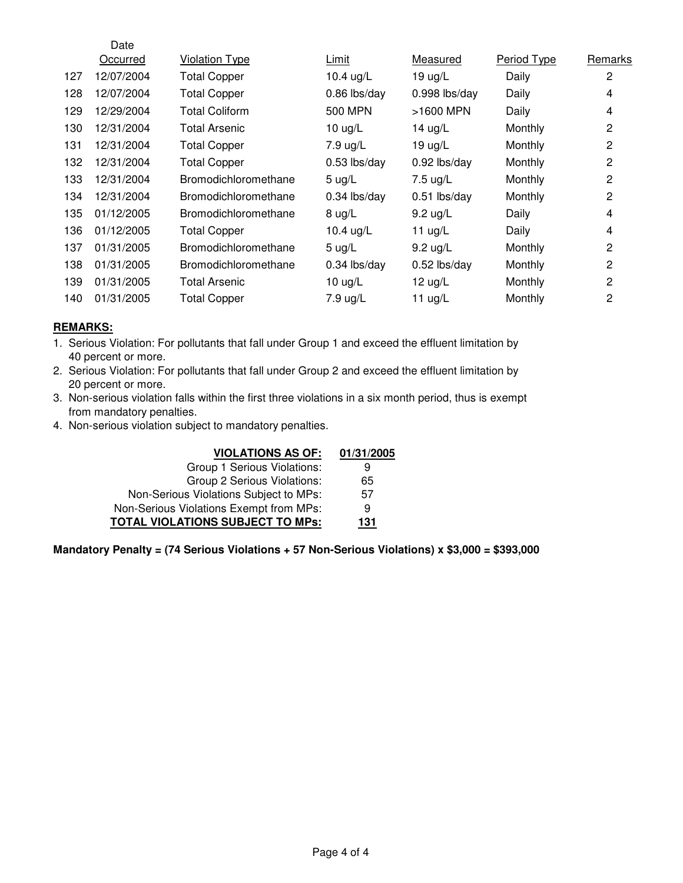| | Date Occurred | Violation Type | Limit | Measured | Period Type | Remarks |
|---|---|---|---|---|---|---|
| 127 | 12/07/2004 | Total Copper | 10.4 ug/L | 19 ug/L | Daily | 2 |
| 128 | 12/07/2004 | Total Copper | 0.86 lbs/day | 0.998 lbs/day | Daily | 4 |
| 129 | 12/29/2004 | Total Coliform | 500 MPN | >1600 MPN | Daily | 4 |
| 130 | 12/31/2004 | Total Arsenic | 10 ug/L | 14 ug/L | Monthly | 2 |
| 131 | 12/31/2004 | Total Copper | 7.9 ug/L | 19 ug/L | Monthly | 2 |
| 132 | 12/31/2004 | Total Copper | 0.53 lbs/day | 0.92 lbs/day | Monthly | 2 |
| 133 | 12/31/2004 | Bromodichloromethane | 5 ug/L | 7.5 ug/L | Monthly | 2 |
| 134 | 12/31/2004 | Bromodichloromethane | 0.34 lbs/day | 0.51 lbs/day | Monthly | 2 |
| 135 | 01/12/2005 | Bromodichloromethane | 8 ug/L | 9.2 ug/L | Daily | 4 |
| 136 | 01/12/2005 | Total Copper | 10.4 ug/L | 11 ug/L | Daily | 4 |
| 137 | 01/31/2005 | Bromodichloromethane | 5 ug/L | 9.2 ug/L | Monthly | 2 |
| 138 | 01/31/2005 | Bromodichloromethane | 0.34 lbs/day | 0.52 lbs/day | Monthly | 2 |
| 139 | 01/31/2005 | Total Arsenic | 10 ug/L | 12 ug/L | Monthly | 2 |
| 140 | 01/31/2005 | Total Copper | 7.9 ug/L | 11 ug/L | Monthly | 2 |

**REMARKS:**

1. Serious Violation: For pollutants that fall under Group 1 and exceed the effluent limitation by 40 percent or more.
2. Serious Violation: For pollutants that fall under Group 2 and exceed the effluent limitation by 20 percent or more.
3. Non-serious violation falls within the first three violations in a six month period, thus is exempt from mandatory penalties.
4. Non-serious violation subject to mandatory penalties.

| **VIOLATIONS AS OF:** | **01/31/2005** |
|---|---|
| Group 1 Serious Violations: | 9 |
| Group 2 Serious Violations: | 65 |
| Non-Serious Violations Subject to MPs: | 57 |
| Non-Serious Violations Exempt from MPs: | 9 |
| **TOTAL VIOLATIONS SUBJECT TO MPs:** | **131** |

**Mandatory Penalty = (74 Serious Violations + 57 Non-Serious Violations) x $3,000 = $393,000**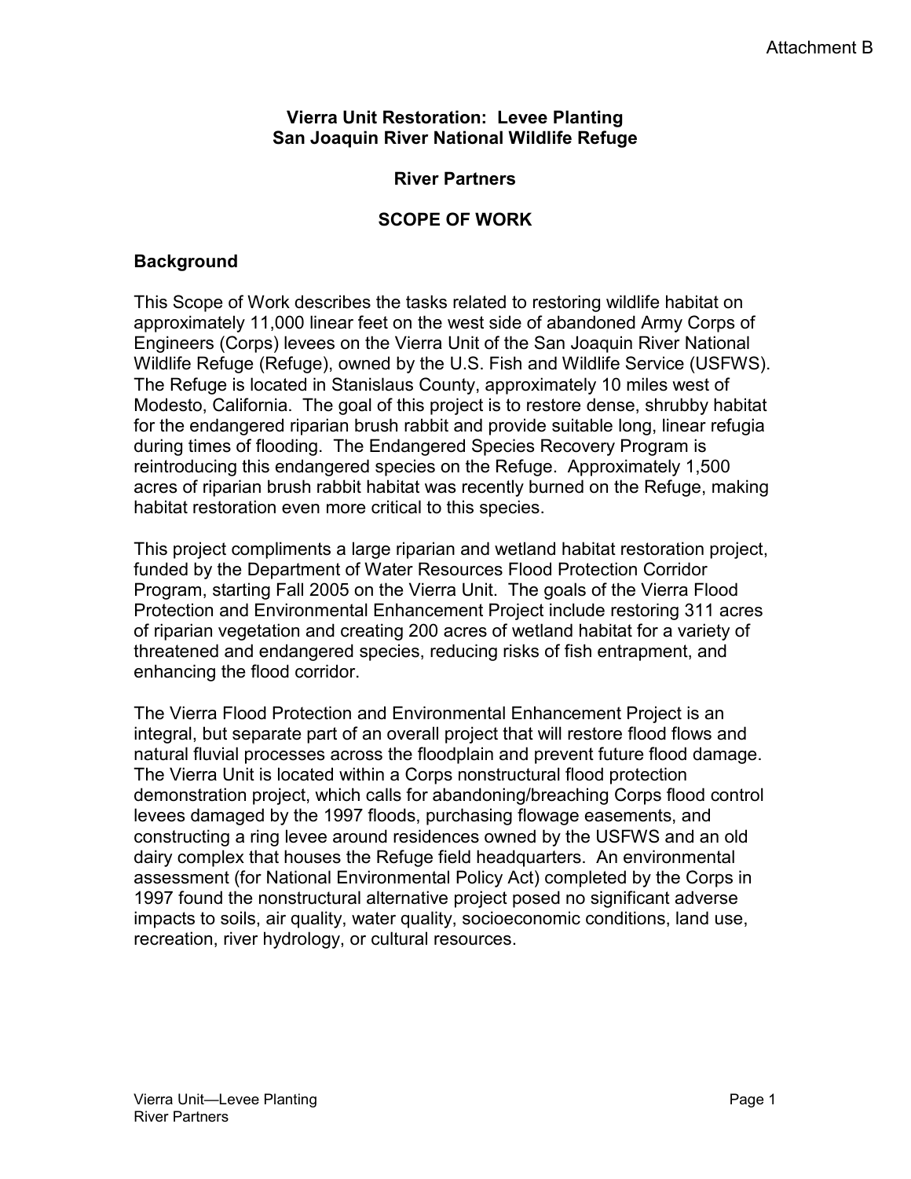Attachment B

**Vierra Unit Restoration: Levee Planting**
**San Joaquin River National Wildlife Refuge**

**River Partners**

**SCOPE OF WORK**

## Background

This Scope of Work describes the tasks related to restoring wildlife habitat on approximately 11,000 linear feet on the west side of abandoned Army Corps of Engineers (Corps) levees on the Vierra Unit of the San Joaquin River National Wildlife Refuge (Refuge), owned by the U.S. Fish and Wildlife Service (USFWS). The Refuge is located in Stanislaus County, approximately 10 miles west of Modesto, California. The goal of this project is to restore dense, shrubby habitat for the endangered riparian brush rabbit and provide suitable long, linear refugia during times of flooding. The Endangered Species Recovery Program is reintroducing this endangered species on the Refuge. Approximately 1,500 acres of riparian brush rabbit habitat was recently burned on the Refuge, making habitat restoration even more critical to this species.

This project compliments a large riparian and wetland habitat restoration project, funded by the Department of Water Resources Flood Protection Corridor Program, starting Fall 2005 on the Vierra Unit. The goals of the Vierra Flood Protection and Environmental Enhancement Project include restoring 311 acres of riparian vegetation and creating 200 acres of wetland habitat for a variety of threatened and endangered species, reducing risks of fish entrapment, and enhancing the flood corridor.

The Vierra Flood Protection and Environmental Enhancement Project is an integral, but separate part of an overall project that will restore flood flows and natural fluvial processes across the floodplain and prevent future flood damage. The Vierra Unit is located within a Corps nonstructural flood protection demonstration project, which calls for abandoning/breaching Corps flood control levees damaged by the 1997 floods, purchasing flowage easements, and constructing a ring levee around residences owned by the USFWS and an old dairy complex that houses the Refuge field headquarters. An environmental assessment (for National Environmental Policy Act) completed by the Corps in 1997 found the nonstructural alternative project posed no significant adverse impacts to soils, air quality, water quality, socioeconomic conditions, land use, recreation, river hydrology, or cultural resources.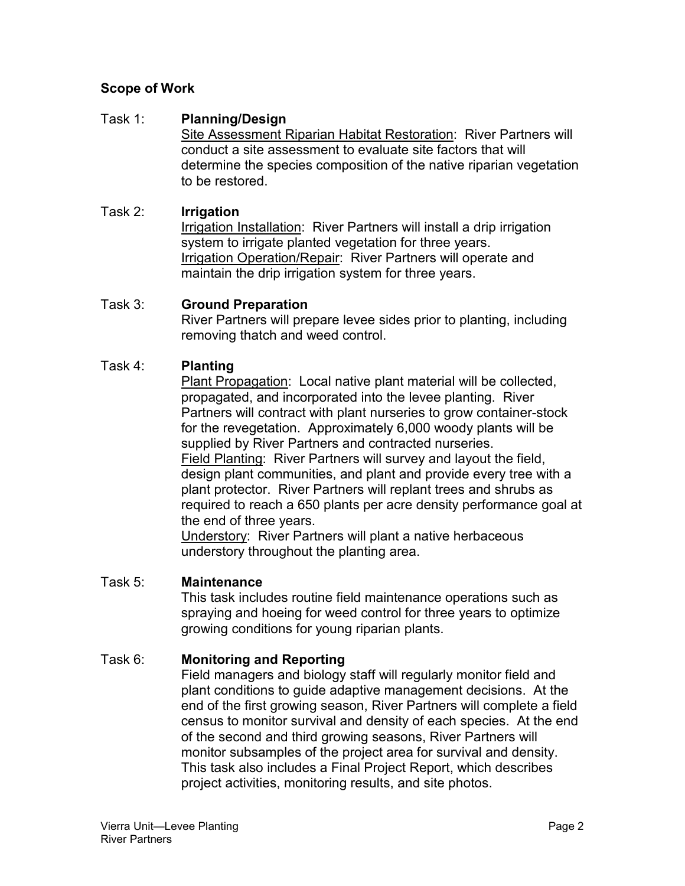## Scope of Work

Task 1: **Planning/Design**

Site Assessment Riparian Habitat Restoration: River Partners will conduct a site assessment to evaluate site factors that will determine the species composition of the native riparian vegetation to be restored.

Task 2: **Irrigation**

Irrigation Installation: River Partners will install a drip irrigation system to irrigate planted vegetation for three years.

Irrigation Operation/Repair: River Partners will operate and maintain the drip irrigation system for three years.

Task 3: **Ground Preparation**

River Partners will prepare levee sides prior to planting, including removing thatch and weed control.

Task 4: **Planting**

Plant Propagation: Local native plant material will be collected, propagated, and incorporated into the levee planting. River Partners will contract with plant nurseries to grow container-stock for the revegetation. Approximately 6,000 woody plants will be supplied by River Partners and contracted nurseries.

Field Planting: River Partners will survey and layout the field, design plant communities, and plant and provide every tree with a plant protector. River Partners will replant trees and shrubs as required to reach a 650 plants per acre density performance goal at the end of three years.

Understory: River Partners will plant a native herbaceous understory throughout the planting area.

Task 5: **Maintenance**

This task includes routine field maintenance operations such as spraying and hoeing for weed control for three years to optimize growing conditions for young riparian plants.

Task 6: **Monitoring and Reporting**

Field managers and biology staff will regularly monitor field and plant conditions to guide adaptive management decisions. At the end of the first growing season, River Partners will complete a field census to monitor survival and density of each species. At the end of the second and third growing seasons, River Partners will monitor subsamples of the project area for survival and density. This task also includes a Final Project Report, which describes project activities, monitoring results, and site photos.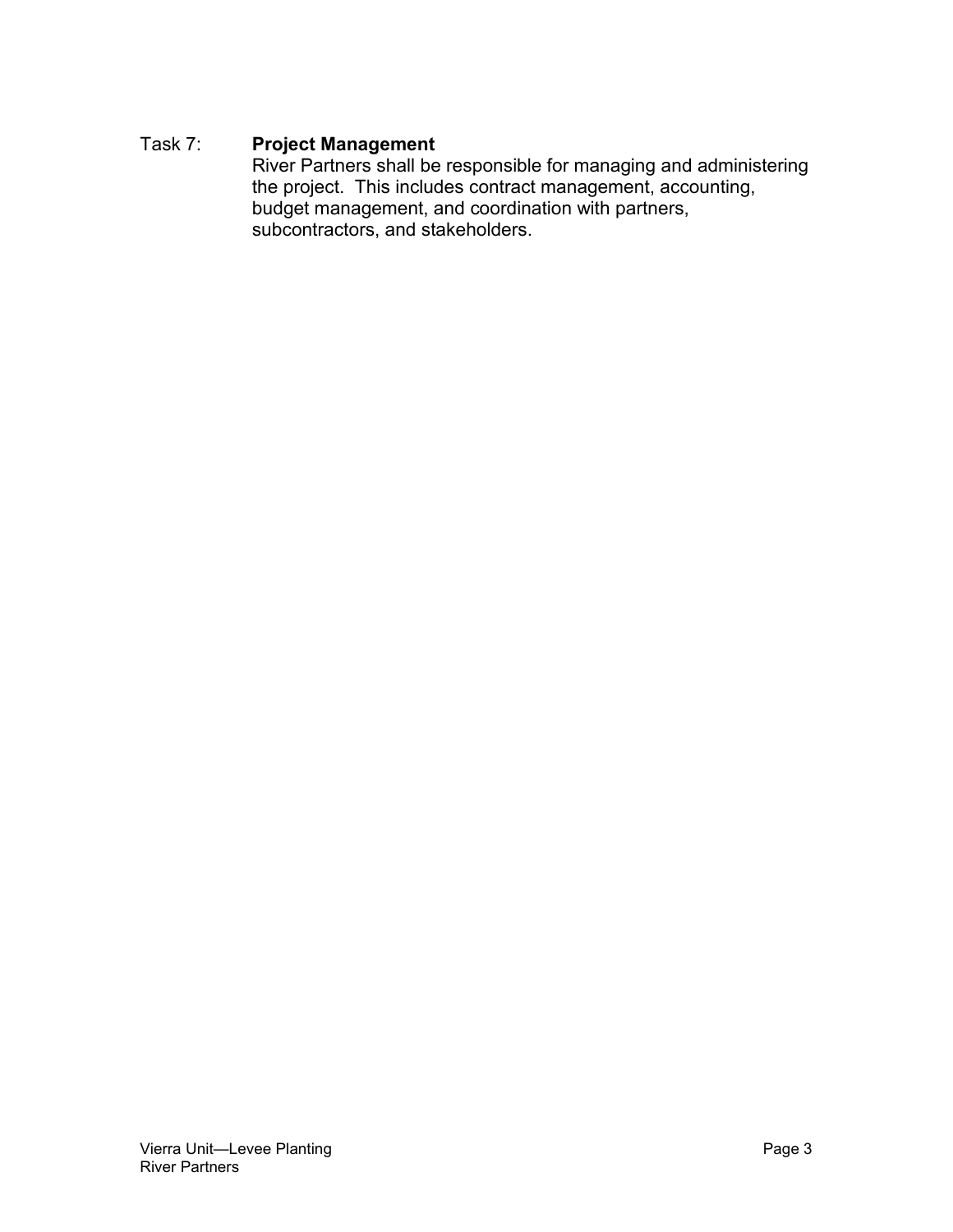Task 7: **Project Management**

River Partners shall be responsible for managing and administering the project. This includes contract management, accounting, budget management, and coordination with partners, subcontractors, and stakeholders.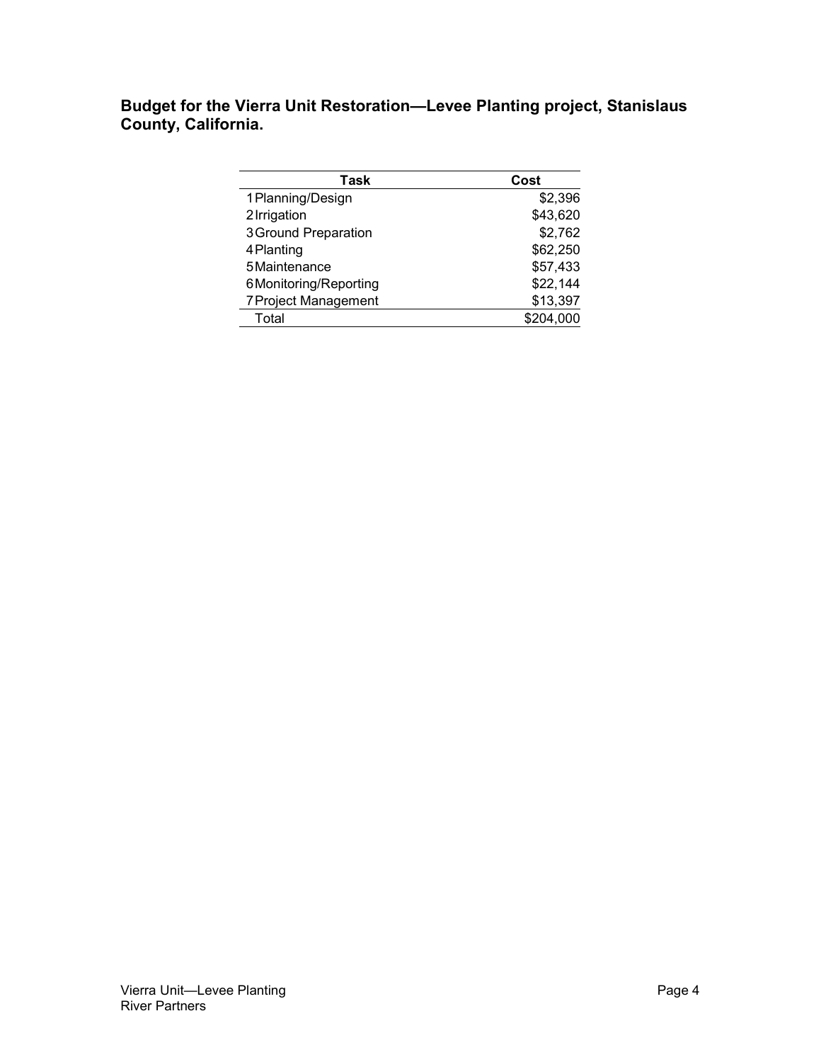**Budget for the Vierra Unit Restoration—Levee Planting project, Stanislaus County, California.**

| Task | Cost |
| --- | ---: |
| 1 Planning/Design | $2,396 |
| 2 Irrigation | $43,620 |
| 3 Ground Preparation | $2,762 |
| 4 Planting | $62,250 |
| 5 Maintenance | $57,433 |
| 6 Monitoring/Reporting | $22,144 |
| 7 Project Management | $13,397 |
| Total | $204,000 |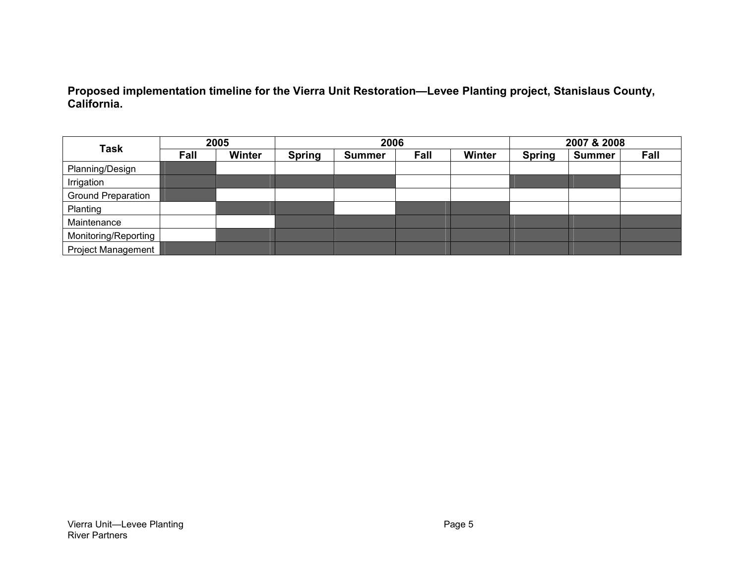**Proposed implementation timeline for the Vierra Unit Restoration—Levee Planting project, Stanislaus County, California.**

| Task | 2005 | | 2006 | | | | 2007 & 2008 | | |
|---|---|---|---|---|---|---|---|---|---|
| | **Fall** | **Winter** | **Spring** | **Summer** | **Fall** | **Winter** | **Spring** | **Summer** | **Fall** |
| Planning/Design | ■ | | | | | | | | |
| Irrigation | ■ | ■ | ■ | ■ | | | ■ | ■ | |
| Ground Preparation | ■ | | | | | | | | |
| Planting | | ■ | ■ | | ■ | ■ | | | |
| Maintenance | | | ■ | ■ | ■ | ■ | ■ | ■ | ■ |
| Monitoring/Reporting | | ■ | ■ | ■ | ■ | ■ | ■ | ■ | ■ |
| Project Management | ■ | ■ | ■ | ■ | ■ | ■ | ■ | ■ | ■ |